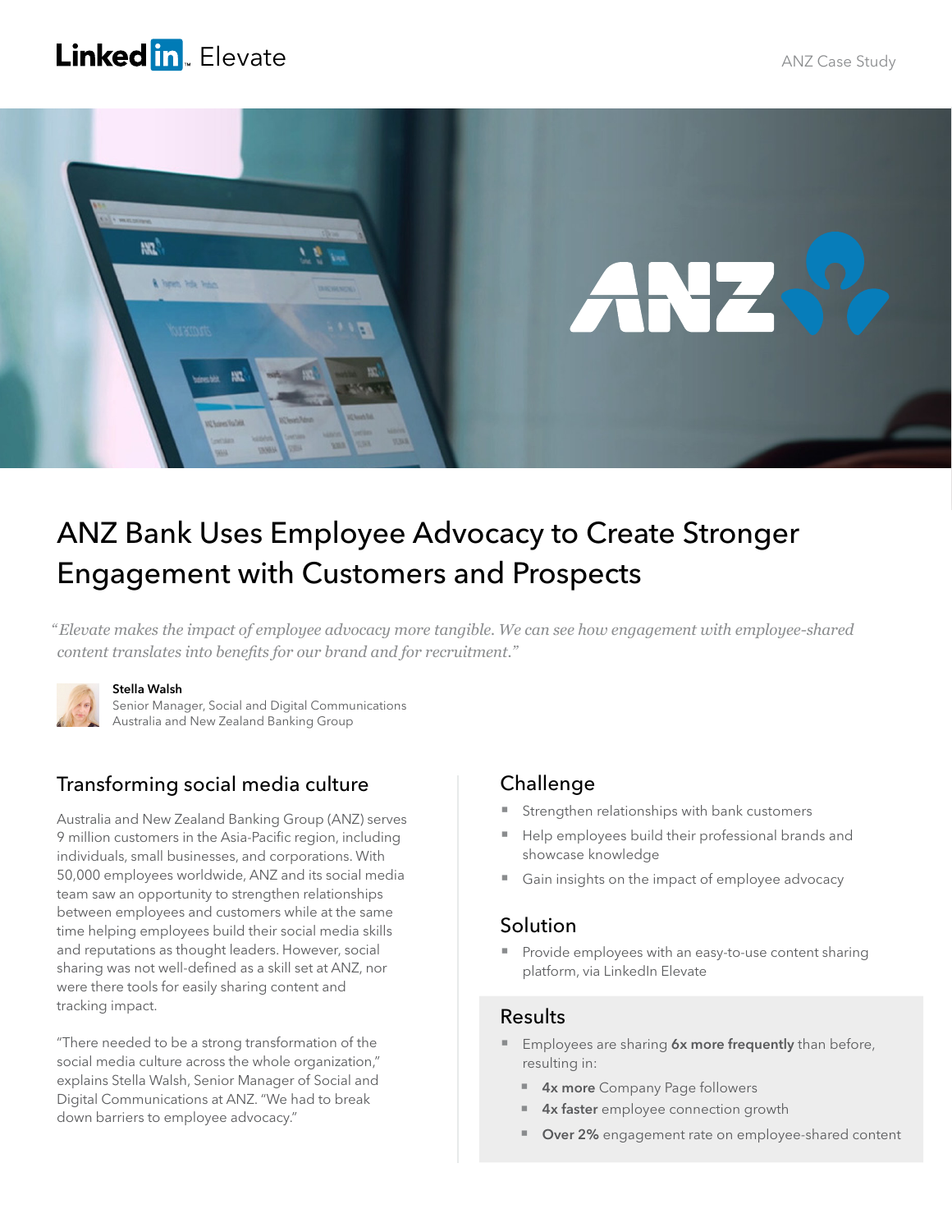LinkedIn Elevate

ANZ Case Study

# ANZ Bank Uses Employee Advocacy to Create Stronger Engagement with Customers and Prospects

*"Elevate makes the impact of employee advocacy more tangible. We can see how engagement with employee-shared content translates into benefits for our brand and for recruitment."*

**Stella Walsh**
Senior Manager, Social and Digital Communications
Australia and New Zealand Banking Group

## Transforming social media culture

Australia and New Zealand Banking Group (ANZ) serves 9 million customers in the Asia-Pacific region, including individuals, small businesses, and corporations. With 50,000 employees worldwide, ANZ and its social media team saw an opportunity to strengthen relationships between employees and customers while at the same time helping employees build their social media skills and reputations as thought leaders. However, social sharing was not well-defined as a skill set at ANZ, nor were there tools for easily sharing content and tracking impact.

"There needed to be a strong transformation of the social media culture across the whole organization," explains Stella Walsh, Senior Manager of Social and Digital Communications at ANZ. "We had to break down barriers to employee advocacy."

## Challenge

- Strengthen relationships with bank customers
- Help employees build their professional brands and showcase knowledge
- Gain insights on the impact of employee advocacy

## Solution

- Provide employees with an easy-to-use content sharing platform, via LinkedIn Elevate

## Results

- Employees are sharing **6x more frequently** than before, resulting in:
  - **4x more** Company Page followers
  - **4x faster** employee connection growth
  - **Over 2%** engagement rate on employee-shared content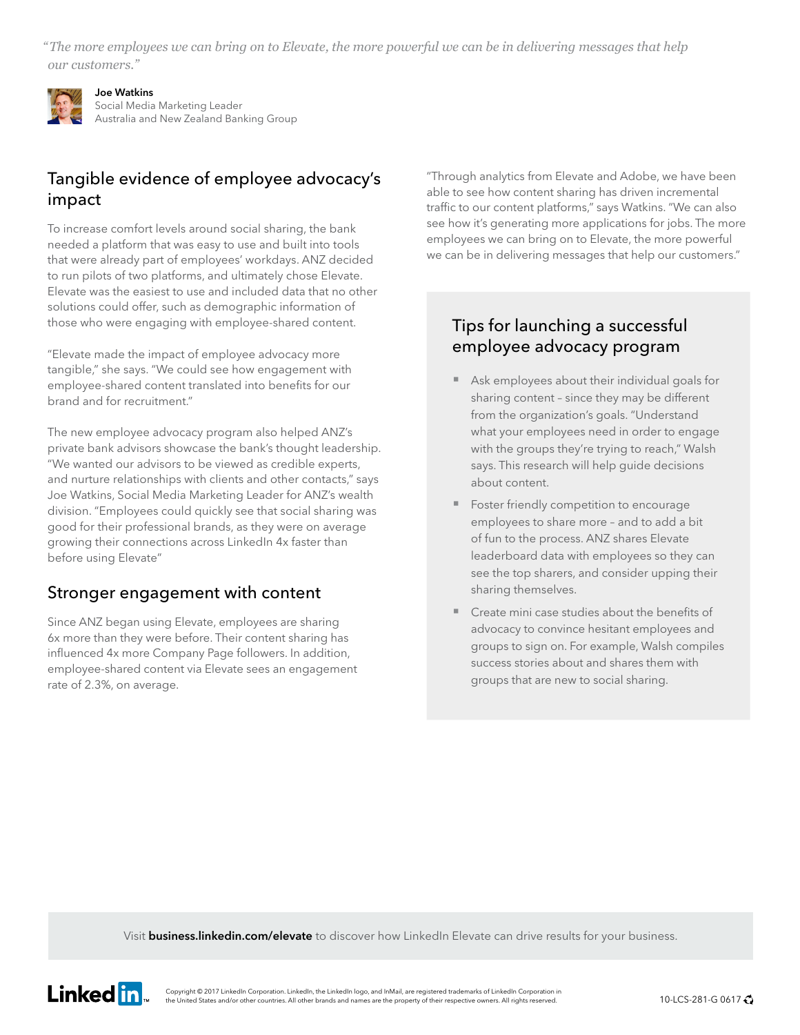*"The more employees we can bring on to Elevate, the more powerful we can be in delivering messages that help our customers."*

**Joe Watkins**
Social Media Marketing Leader
Australia and New Zealand Banking Group

## Tangible evidence of employee advocacy's impact

To increase comfort levels around social sharing, the bank needed a platform that was easy to use and built into tools that were already part of employees' workdays. ANZ decided to run pilots of two platforms, and ultimately chose Elevate. Elevate was the easiest to use and included data that no other solutions could offer, such as demographic information of those who were engaging with employee-shared content.

"Elevate made the impact of employee advocacy more tangible," she says. "We could see how engagement with employee-shared content translated into benefits for our brand and for recruitment."

The new employee advocacy program also helped ANZ's private bank advisors showcase the bank's thought leadership. "We wanted our advisors to be viewed as credible experts, and nurture relationships with clients and other contacts," says Joe Watkins, Social Media Marketing Leader for ANZ's wealth division. "Employees could quickly see that social sharing was good for their professional brands, as they were on average growing their connections across LinkedIn 4x faster than before using Elevate"

## Stronger engagement with content

Since ANZ began using Elevate, employees are sharing 6x more than they were before. Their content sharing has influenced 4x more Company Page followers. In addition, employee-shared content via Elevate sees an engagement rate of 2.3%, on average.

"Through analytics from Elevate and Adobe, we have been able to see how content sharing has driven incremental traffic to our content platforms," says Watkins. "We can also see how it's generating more applications for jobs. The more employees we can bring on to Elevate, the more powerful we can be in delivering messages that help our customers."

## Tips for launching a successful employee advocacy program

- Ask employees about their individual goals for sharing content – since they may be different from the organization's goals. "Understand what your employees need in order to engage with the groups they're trying to reach," Walsh says. This research will help guide decisions about content.
- Foster friendly competition to encourage employees to share more – and to add a bit of fun to the process. ANZ shares Elevate leaderboard data with employees so they can see the top sharers, and consider upping their sharing themselves.
- Create mini case studies about the benefits of advocacy to convince hesitant employees and groups to sign on. For example, Walsh compiles success stories about and shares them with groups that are new to social sharing.

Visit **business.linkedin.com/elevate** to discover how LinkedIn Elevate can drive results for your business.

Copyright © 2017 LinkedIn Corporation. LinkedIn, the LinkedIn logo, and InMail, are registered trademarks of LinkedIn Corporation in the United States and/or other countries. All other brands and names are the property of their respective owners. All rights reserved.

10-LCS-281-G 0617